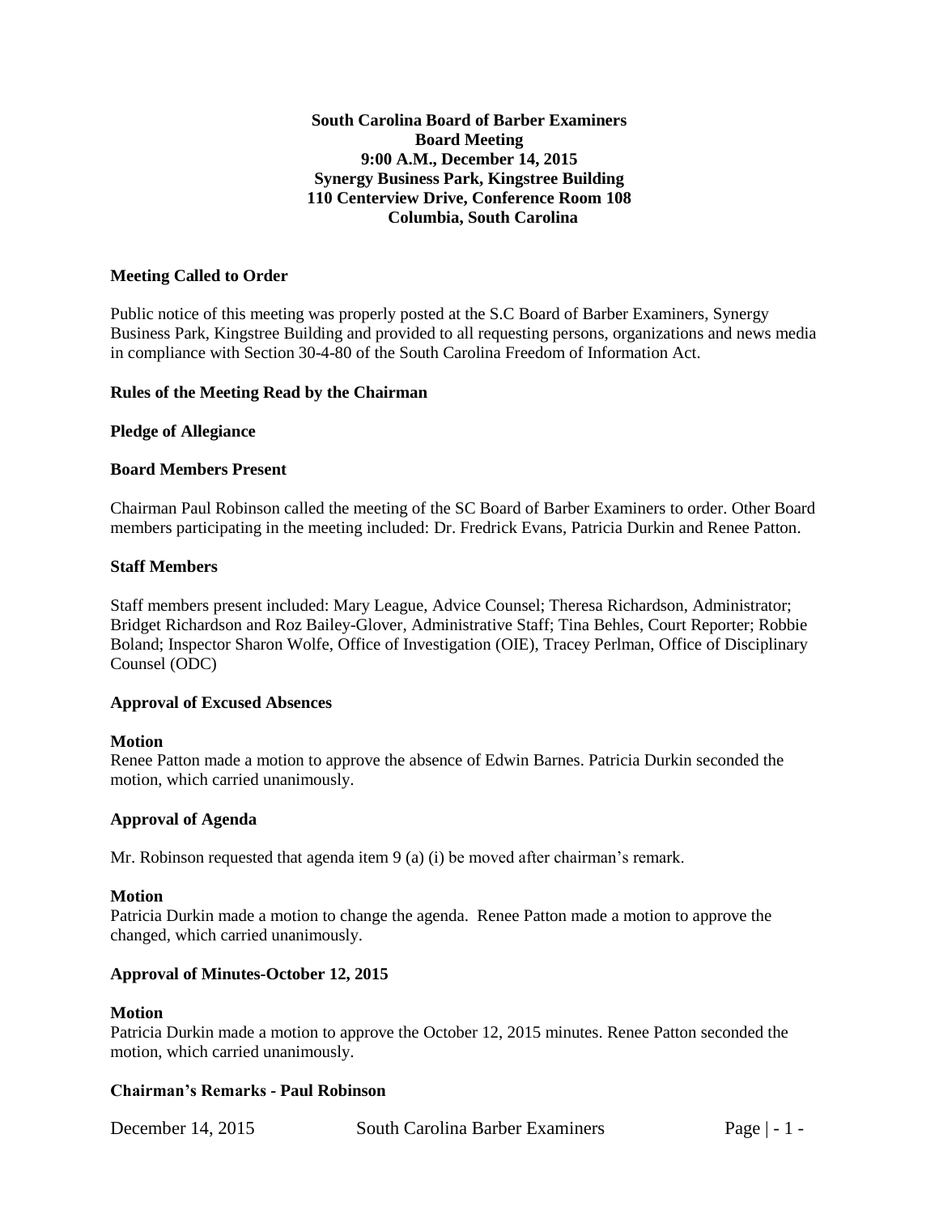**South Carolina Board of Barber Examiners**
**Board Meeting**
**9:00 A.M., December 14, 2015**
**Synergy Business Park, Kingstree Building**
**110 Centerview Drive, Conference Room 108**
**Columbia, South Carolina**

**Meeting Called to Order**

Public notice of this meeting was properly posted at the S.C Board of Barber Examiners, Synergy Business Park, Kingstree Building and provided to all requesting persons, organizations and news media in compliance with Section 30-4-80 of the South Carolina Freedom of Information Act.

**Rules of the Meeting Read by the Chairman**

**Pledge of Allegiance**

**Board Members Present**

Chairman Paul Robinson called the meeting of the SC Board of Barber Examiners to order. Other Board members participating in the meeting included: Dr. Fredrick Evans, Patricia Durkin and Renee Patton.

**Staff Members**

Staff members present included: Mary League, Advice Counsel; Theresa Richardson, Administrator; Bridget Richardson and Roz Bailey-Glover, Administrative Staff; Tina Behles, Court Reporter; Robbie Boland; Inspector Sharon Wolfe, Office of Investigation (OIE), Tracey Perlman, Office of Disciplinary Counsel (ODC)

**Approval of Excused Absences**

**Motion**
Renee Patton made a motion to approve the absence of Edwin Barnes. Patricia Durkin seconded the motion, which carried unanimously.

**Approval of Agenda**

Mr. Robinson requested that agenda item 9 (a) (i) be moved after chairman's remark.

**Motion**
Patricia Durkin made a motion to change the agenda. Renee Patton made a motion to approve the changed, which carried unanimously.

**Approval of Minutes-October 12, 2015**

**Motion**
Patricia Durkin made a motion to approve the October 12, 2015 minutes. Renee Patton seconded the motion, which carried unanimously.

**Chairman's Remarks - Paul Robinson**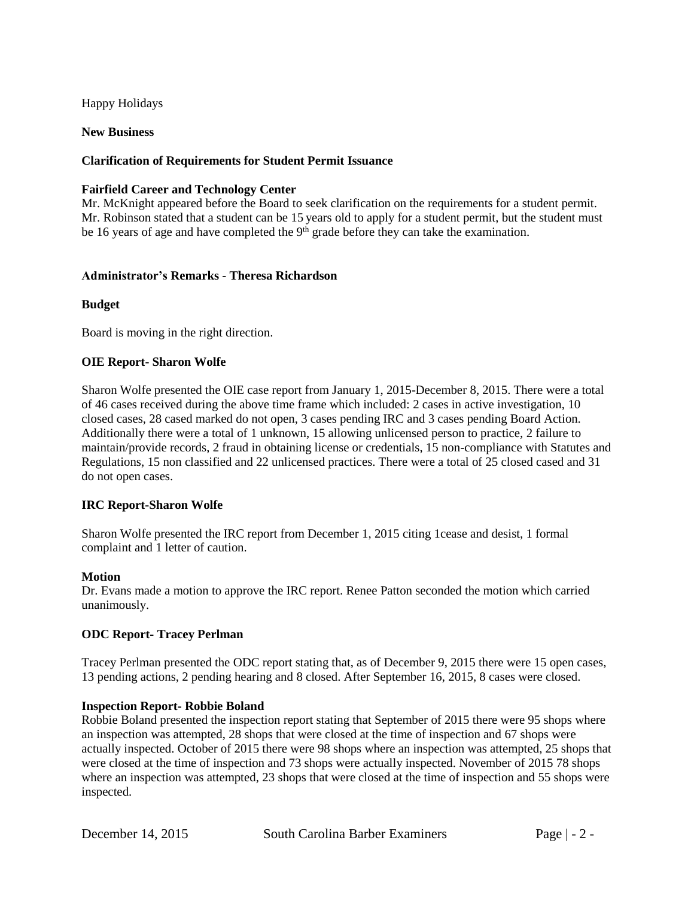Happy Holidays

**New Business**

**Clarification of Requirements for Student Permit Issuance**

**Fairfield Career and Technology Center**
Mr. McKnight appeared before the Board to seek clarification on the requirements for a student permit. Mr. Robinson stated that a student can be 15 years old to apply for a student permit, but the student must be 16 years of age and have completed the 9th grade before they can take the examination.

**Administrator's Remarks - Theresa Richardson**

**Budget**

Board is moving in the right direction.

**OIE Report- Sharon Wolfe**

Sharon Wolfe presented the OIE case report from January 1, 2015-December 8, 2015. There were a total of 46 cases received during the above time frame which included: 2 cases in active investigation, 10 closed cases, 28 cased marked do not open, 3 cases pending IRC and 3 cases pending Board Action. Additionally there were a total of 1 unknown, 15 allowing unlicensed person to practice, 2 failure to maintain/provide records, 2 fraud in obtaining license or credentials, 15 non-compliance with Statutes and Regulations, 15 non classified and 22 unlicensed practices. There were a total of 25 closed cased and 31 do not open cases.

**IRC Report-Sharon Wolfe**

Sharon Wolfe presented the IRC report from December 1, 2015 citing 1cease and desist, 1 formal complaint and 1 letter of caution.

**Motion**
Dr. Evans made a motion to approve the IRC report. Renee Patton seconded the motion which carried unanimously.

**ODC Report- Tracey Perlman**

Tracey Perlman presented the ODC report stating that, as of December 9, 2015 there were 15 open cases, 13 pending actions, 2 pending hearing and 8 closed. After September 16, 2015, 8 cases were closed.

**Inspection Report- Robbie Boland**
Robbie Boland presented the inspection report stating that September of 2015 there were 95 shops where an inspection was attempted, 28 shops that were closed at the time of inspection and 67 shops were actually inspected. October of 2015 there were 98 shops where an inspection was attempted, 25 shops that were closed at the time of inspection and 73 shops were actually inspected. November of 2015 78 shops where an inspection was attempted, 23 shops that were closed at the time of inspection and 55 shops were inspected.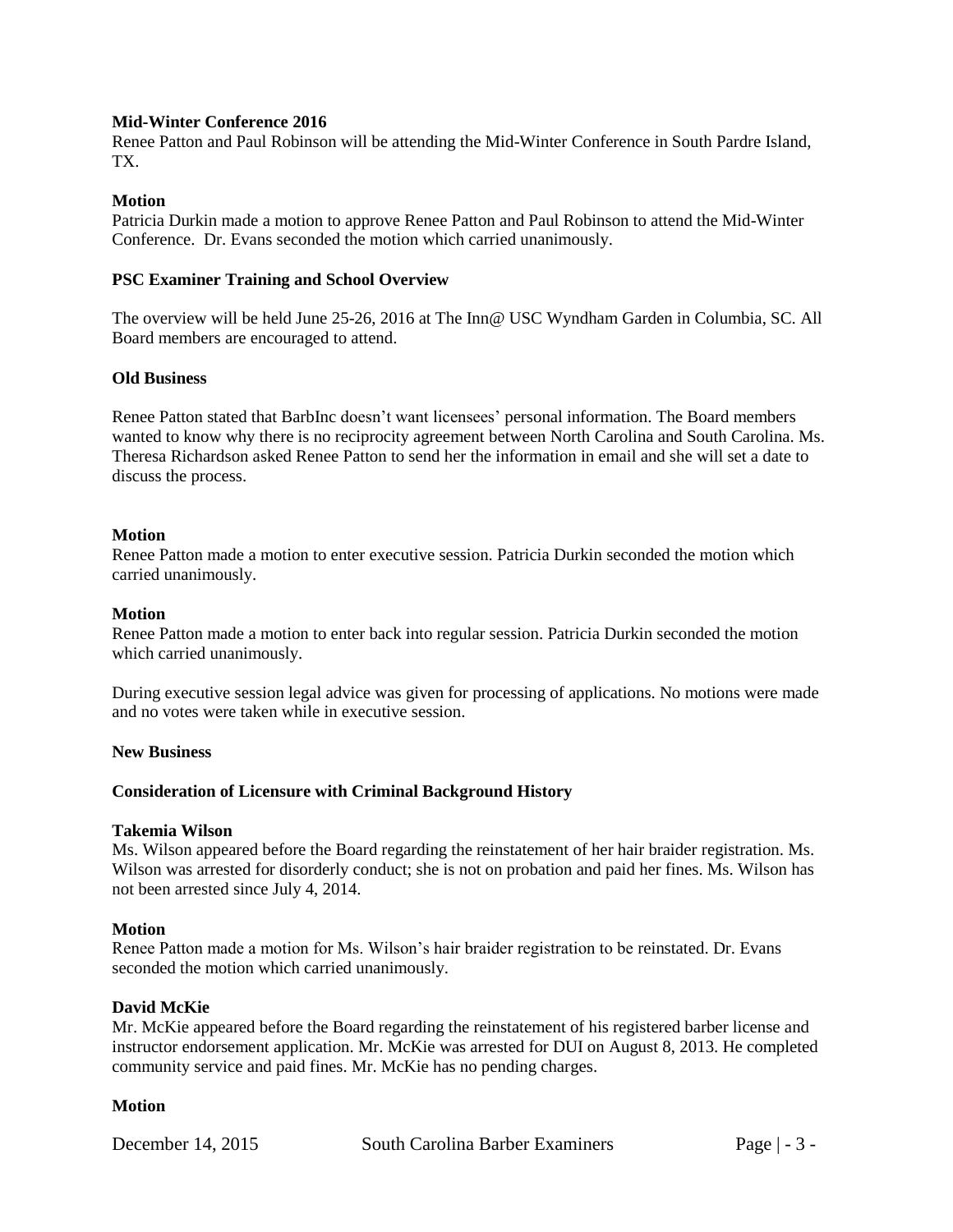**Mid-Winter Conference 2016**

Renee Patton and Paul Robinson will be attending the Mid-Winter Conference in South Pardre Island, TX.

**Motion**

Patricia Durkin made a motion to approve Renee Patton and Paul Robinson to attend the Mid-Winter Conference. Dr. Evans seconded the motion which carried unanimously.

**PSC Examiner Training and School Overview**

The overview will be held June 25-26, 2016 at The Inn@ USC Wyndham Garden in Columbia, SC. All Board members are encouraged to attend.

**Old Business**

Renee Patton stated that BarbInc doesn't want licensees' personal information. The Board members wanted to know why there is no reciprocity agreement between North Carolina and South Carolina. Ms. Theresa Richardson asked Renee Patton to send her the information in email and she will set a date to discuss the process.

**Motion**

Renee Patton made a motion to enter executive session. Patricia Durkin seconded the motion which carried unanimously.

**Motion**

Renee Patton made a motion to enter back into regular session. Patricia Durkin seconded the motion which carried unanimously.

During executive session legal advice was given for processing of applications. No motions were made and no votes were taken while in executive session.

**New Business**

**Consideration of Licensure with Criminal Background History**

**Takemia Wilson**

Ms. Wilson appeared before the Board regarding the reinstatement of her hair braider registration. Ms. Wilson was arrested for disorderly conduct; she is not on probation and paid her fines. Ms. Wilson has not been arrested since July 4, 2014.

**Motion**

Renee Patton made a motion for Ms. Wilson's hair braider registration to be reinstated. Dr. Evans seconded the motion which carried unanimously.

**David McKie**

Mr. McKie appeared before the Board regarding the reinstatement of his registered barber license and instructor endorsement application. Mr. McKie was arrested for DUI on August 8, 2013. He completed community service and paid fines. Mr. McKie has no pending charges.

**Motion**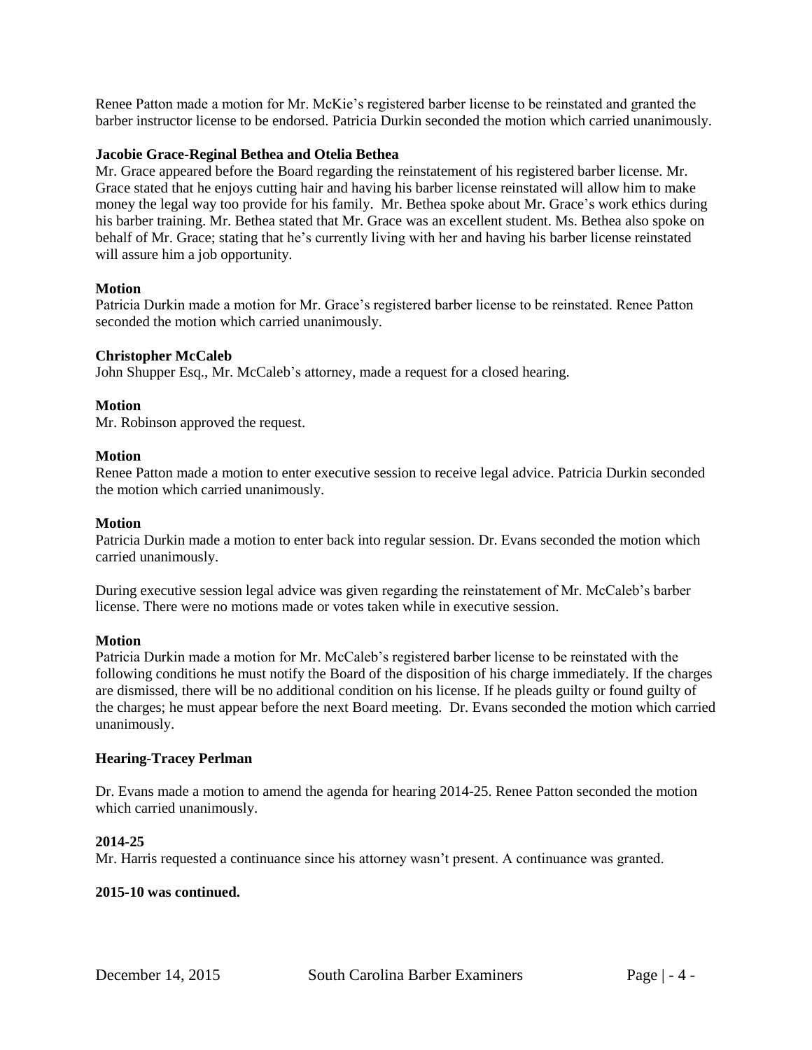Renee Patton made a motion for Mr. McKie's registered barber license to be reinstated and granted the barber instructor license to be endorsed. Patricia Durkin seconded the motion which carried unanimously.

**Jacobie Grace-Reginal Bethea and Otelia Bethea**

Mr. Grace appeared before the Board regarding the reinstatement of his registered barber license. Mr. Grace stated that he enjoys cutting hair and having his barber license reinstated will allow him to make money the legal way too provide for his family. Mr. Bethea spoke about Mr. Grace's work ethics during his barber training. Mr. Bethea stated that Mr. Grace was an excellent student. Ms. Bethea also spoke on behalf of Mr. Grace; stating that he's currently living with her and having his barber license reinstated will assure him a job opportunity.

**Motion**

Patricia Durkin made a motion for Mr. Grace's registered barber license to be reinstated. Renee Patton seconded the motion which carried unanimously.

**Christopher McCaleb**

John Shupper Esq., Mr. McCaleb's attorney, made a request for a closed hearing.

**Motion**

Mr. Robinson approved the request.

**Motion**

Renee Patton made a motion to enter executive session to receive legal advice. Patricia Durkin seconded the motion which carried unanimously.

**Motion**

Patricia Durkin made a motion to enter back into regular session. Dr. Evans seconded the motion which carried unanimously.

During executive session legal advice was given regarding the reinstatement of Mr. McCaleb's barber license. There were no motions made or votes taken while in executive session.

**Motion**

Patricia Durkin made a motion for Mr. McCaleb's registered barber license to be reinstated with the following conditions he must notify the Board of the disposition of his charge immediately. If the charges are dismissed, there will be no additional condition on his license. If he pleads guilty or found guilty of the charges; he must appear before the next Board meeting. Dr. Evans seconded the motion which carried unanimously.

**Hearing-Tracey Perlman**

Dr. Evans made a motion to amend the agenda for hearing 2014-25. Renee Patton seconded the motion which carried unanimously.

**2014-25**

Mr. Harris requested a continuance since his attorney wasn't present. A continuance was granted.

**2015-10 was continued.**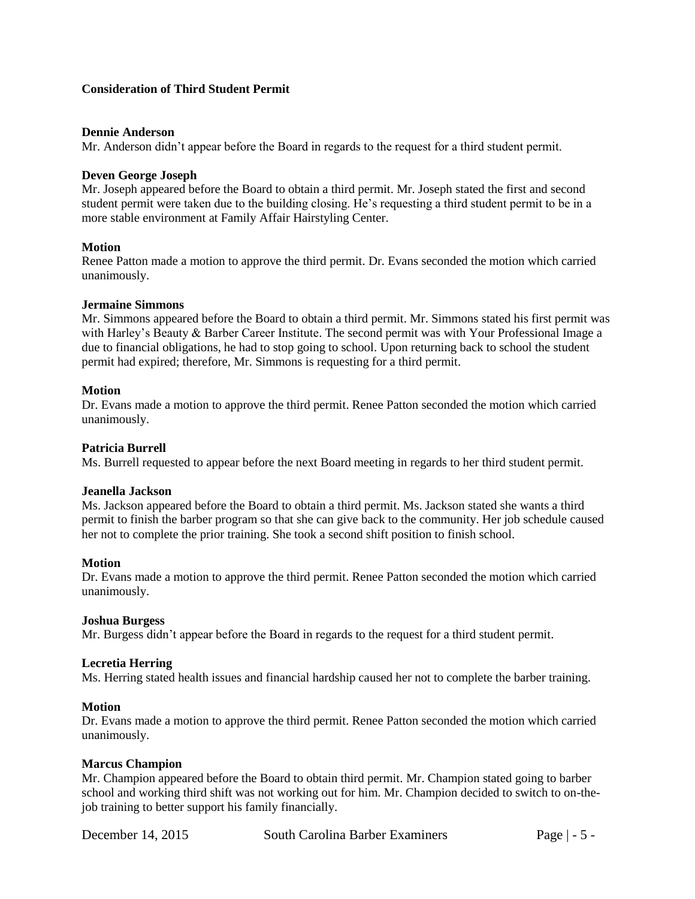**Consideration of Third Student Permit**

**Dennie Anderson**
Mr. Anderson didn't appear before the Board in regards to the request for a third student permit.

**Deven George Joseph**
Mr. Joseph appeared before the Board to obtain a third permit. Mr. Joseph stated the first and second student permit were taken due to the building closing. He's requesting a third student permit to be in a more stable environment at Family Affair Hairstyling Center.

**Motion**
Renee Patton made a motion to approve the third permit. Dr. Evans seconded the motion which carried unanimously.

**Jermaine Simmons**
Mr. Simmons appeared before the Board to obtain a third permit. Mr. Simmons stated his first permit was with Harley's Beauty & Barber Career Institute. The second permit was with Your Professional Image a due to financial obligations, he had to stop going to school. Upon returning back to school the student permit had expired; therefore, Mr. Simmons is requesting for a third permit.

**Motion**
Dr. Evans made a motion to approve the third permit. Renee Patton seconded the motion which carried unanimously.

**Patricia Burrell**
Ms. Burrell requested to appear before the next Board meeting in regards to her third student permit.

**Jeanella Jackson**
Ms. Jackson appeared before the Board to obtain a third permit. Ms. Jackson stated she wants a third permit to finish the barber program so that she can give back to the community. Her job schedule caused her not to complete the prior training. She took a second shift position to finish school.

**Motion**
Dr. Evans made a motion to approve the third permit. Renee Patton seconded the motion which carried unanimously.

**Joshua Burgess**
Mr. Burgess didn't appear before the Board in regards to the request for a third student permit.

**Lecretia Herring**
Ms. Herring stated health issues and financial hardship caused her not to complete the barber training.

**Motion**
Dr. Evans made a motion to approve the third permit. Renee Patton seconded the motion which carried unanimously.

**Marcus Champion**
Mr. Champion appeared before the Board to obtain third permit. Mr. Champion stated going to barber school and working third shift was not working out for him. Mr. Champion decided to switch to on-the-job training to better support his family financially.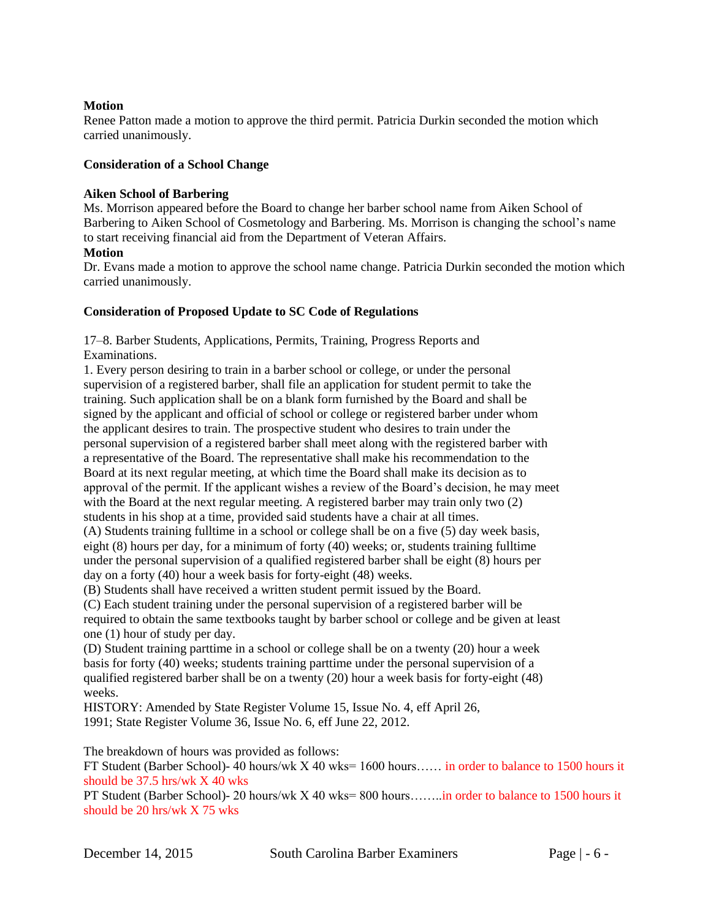**Motion**
Renee Patton made a motion to approve the third permit. Patricia Durkin seconded the motion which carried unanimously.

**Consideration of a School Change**

**Aiken School of Barbering**
Ms. Morrison appeared before the Board to change her barber school name from Aiken School of Barbering to Aiken School of Cosmetology and Barbering. Ms. Morrison is changing the school's name to start receiving financial aid from the Department of Veteran Affairs.

**Motion**
Dr. Evans made a motion to approve the school name change. Patricia Durkin seconded the motion which carried unanimously.

**Consideration of Proposed Update to SC Code of Regulations**

17–8. Barber Students, Applications, Permits, Training, Progress Reports and Examinations.

1. Every person desiring to train in a barber school or college, or under the personal supervision of a registered barber, shall file an application for student permit to take the training. Such application shall be on a blank form furnished by the Board and shall be signed by the applicant and official of school or college or registered barber under whom the applicant desires to train. The prospective student who desires to train under the personal supervision of a registered barber shall meet along with the registered barber with a representative of the Board. The representative shall make his recommendation to the Board at its next regular meeting, at which time the Board shall make its decision as to approval of the permit. If the applicant wishes a review of the Board's decision, he may meet with the Board at the next regular meeting. A registered barber may train only two (2) students in his shop at a time, provided said students have a chair at all times.

(A) Students training fulltime in a school or college shall be on a five (5) day week basis, eight (8) hours per day, for a minimum of forty (40) weeks; or, students training fulltime under the personal supervision of a qualified registered barber shall be eight (8) hours per day on a forty (40) hour a week basis for forty-eight (48) weeks.

(B) Students shall have received a written student permit issued by the Board.

(C) Each student training under the personal supervision of a registered barber will be required to obtain the same textbooks taught by barber school or college and be given at least one (1) hour of study per day.

(D) Student training parttime in a school or college shall be on a twenty (20) hour a week basis for forty (40) weeks; students training parttime under the personal supervision of a qualified registered barber shall be on a twenty (20) hour a week basis for forty-eight (48) weeks.

HISTORY: Amended by State Register Volume 15, Issue No. 4, eff April 26, 1991; State Register Volume 36, Issue No. 6, eff June 22, 2012.

The breakdown of hours was provided as follows:

FT Student (Barber School)- 40 hours/wk X 40 wks= 1600 hours…… in order to balance to 1500 hours it should be 37.5 hrs/wk X 40 wks

PT Student (Barber School)- 20 hours/wk X 40 wks= 800 hours……..in order to balance to 1500 hours it should be 20 hrs/wk X 75 wks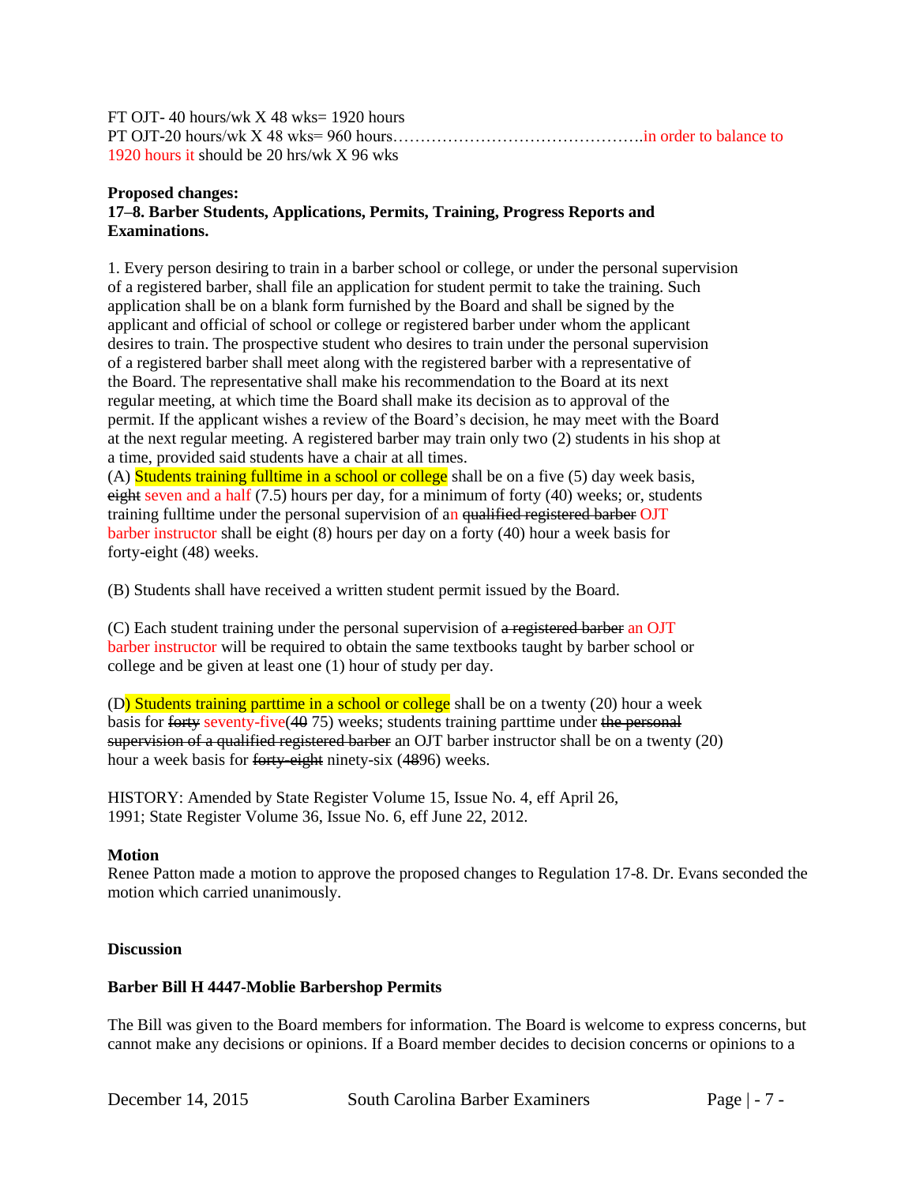FT OJT- 40 hours/wk X 48 wks= 1920 hours
PT OJT-20 hours/wk X 48 wks= 960 hours……………………………………..in order to balance to 1920 hours it should be 20 hrs/wk X 96 wks

**Proposed changes:**
**17–8. Barber Students, Applications, Permits, Training, Progress Reports and Examinations.**

1. Every person desiring to train in a barber school or college, or under the personal supervision of a registered barber, shall file an application for student permit to take the training. Such application shall be on a blank form furnished by the Board and shall be signed by the applicant and official of school or college or registered barber under whom the applicant desires to train. The prospective student who desires to train under the personal supervision of a registered barber shall meet along with the registered barber with a representative of the Board. The representative shall make his recommendation to the Board at its next regular meeting, at which time the Board shall make its decision as to approval of the permit. If the applicant wishes a review of the Board's decision, he may meet with the Board at the next regular meeting. A registered barber may train only two (2) students in his shop at a time, provided said students have a chair at all times.
(A) Students training fulltime in a school or college shall be on a five (5) day week basis, ~~eight~~ seven and a half (7.5) hours per day, for a minimum of forty (40) weeks; or, students training fulltime under the personal supervision of an ~~qualified registered barber~~ OJT barber instructor shall be eight (8) hours per day on a forty (40) hour a week basis for forty-eight (48) weeks.

(B) Students shall have received a written student permit issued by the Board.

(C) Each student training under the personal supervision of ~~a registered barber~~ an OJT barber instructor will be required to obtain the same textbooks taught by barber school or college and be given at least one (1) hour of study per day.

(D) Students training parttime in a school or college shall be on a twenty (20) hour a week basis for ~~forty~~ seventy-five(~~40~~ 75) weeks; students training parttime under ~~the personal supervision of a qualified registered barber~~ an OJT barber instructor shall be on a twenty (20) hour a week basis for ~~forty-eight~~ ninety-six (~~48~~96) weeks.

HISTORY: Amended by State Register Volume 15, Issue No. 4, eff April 26, 1991; State Register Volume 36, Issue No. 6, eff June 22, 2012.

**Motion**
Renee Patton made a motion to approve the proposed changes to Regulation 17-8. Dr. Evans seconded the motion which carried unanimously.

**Discussion**

**Barber Bill H 4447-Moblie Barbershop Permits**

The Bill was given to the Board members for information. The Board is welcome to express concerns, but cannot make any decisions or opinions. If a Board member decides to decision concerns or opinions to a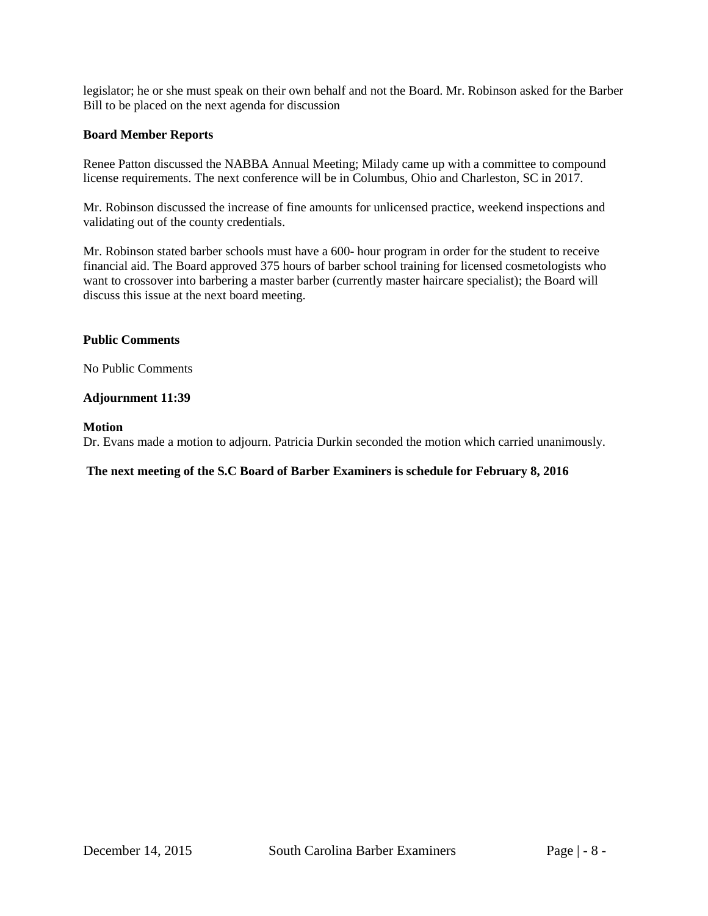legislator; he or she must speak on their own behalf and not the Board. Mr. Robinson asked for the Barber Bill to be placed on the next agenda for discussion

**Board Member Reports**

Renee Patton discussed the NABBA Annual Meeting; Milady came up with a committee to compound license requirements. The next conference will be in Columbus, Ohio and Charleston, SC in 2017.

Mr. Robinson discussed the increase of fine amounts for unlicensed practice, weekend inspections and validating out of the county credentials.

Mr. Robinson stated barber schools must have a 600- hour program in order for the student to receive financial aid. The Board approved 375 hours of barber school training for licensed cosmetologists who want to crossover into barbering a master barber (currently master haircare specialist); the Board will discuss this issue at the next board meeting.

**Public Comments**

No Public Comments

**Adjournment 11:39**

**Motion**
Dr. Evans made a motion to adjourn. Patricia Durkin seconded the motion which carried unanimously.

**The next meeting of the S.C Board of Barber Examiners is schedule for February 8, 2016**